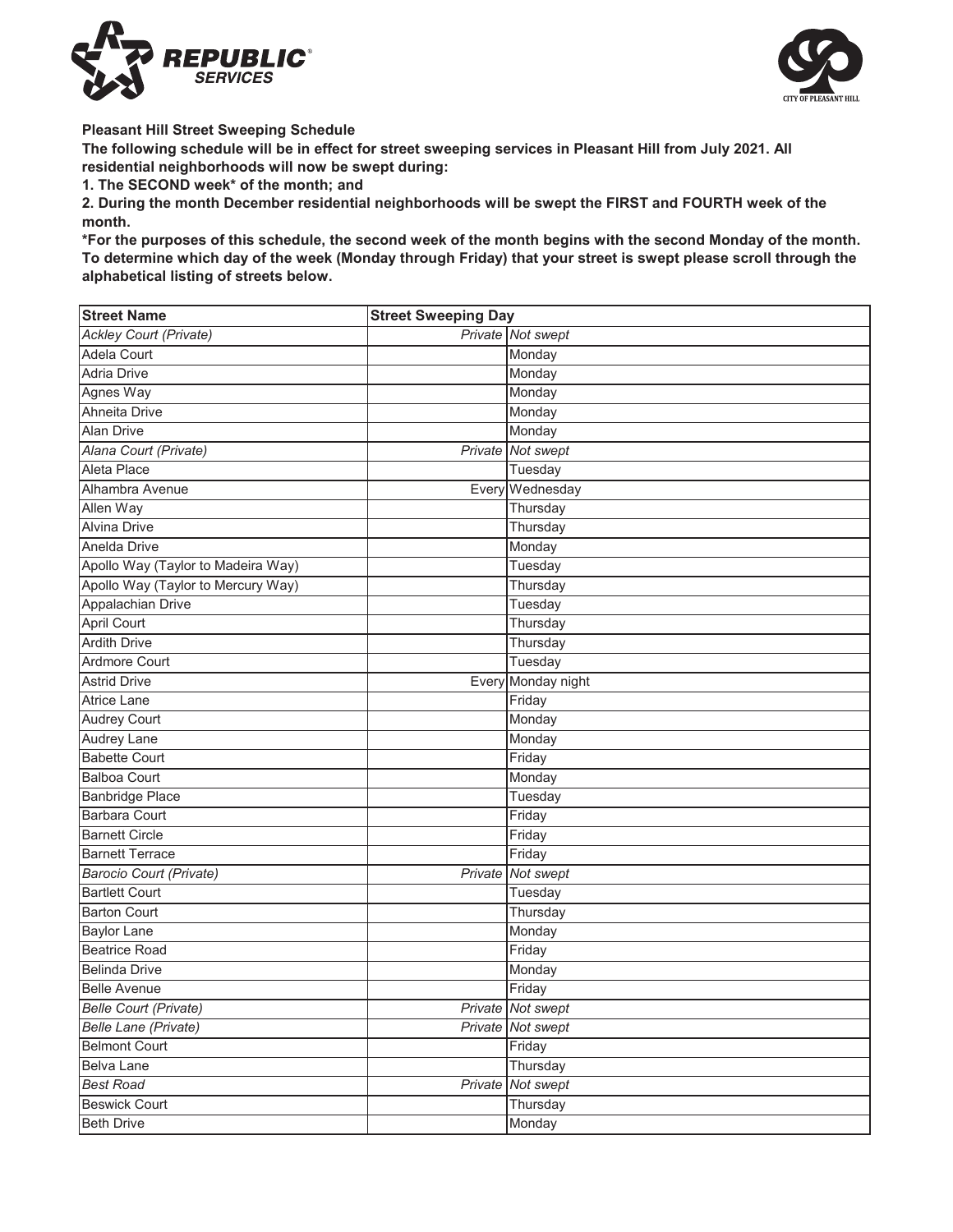**Pleasant Hill Street Sweeping Schedule**

**The following schedule will be in effect for street sweeping services in Pleasant Hill from July 2021. All residential neighborhoods will now be swept during:**

**1. The SECOND week* of the month; and**

**2. During the month December residential neighborhoods will be swept the FIRST and FOURTH week of the month.**

***For the purposes of this schedule, the second week of the month begins with the second Monday of the month. To determine which day of the week (Monday through Friday) that your street is swept please scroll through the alphabetical listing of streets below.**

| Street Name | Street Sweeping Day | |
|---|---|---|
| *Ackley Court (Private)* | *Private* | *Not swept* |
| Adela Court | | Monday |
| Adria Drive | | Monday |
| Agnes Way | | Monday |
| Ahneita Drive | | Monday |
| Alan Drive | | Monday |
| *Alana Court (Private)* | *Private* | *Not swept* |
| Aleta Place | | Tuesday |
| Alhambra Avenue | Every | Wednesday |
| Allen Way | | Thursday |
| Alvina Drive | | Thursday |
| Anelda Drive | | Monday |
| Apollo Way (Taylor to Madeira Way) | | Tuesday |
| Apollo Way (Taylor to Mercury Way) | | Thursday |
| Appalachian Drive | | Tuesday |
| April Court | | Thursday |
| Ardith Drive | | Thursday |
| Ardmore Court | | Tuesday |
| Astrid Drive | Every | Monday night |
| Atrice Lane | | Friday |
| Audrey Court | | Monday |
| Audrey Lane | | Monday |
| Babette Court | | Friday |
| Balboa Court | | Monday |
| Banbridge Place | | Tuesday |
| Barbara Court | | Friday |
| Barnett Circle | | Friday |
| Barnett Terrace | | Friday |
| *Barocio Court (Private)* | *Private* | *Not swept* |
| Bartlett Court | | Tuesday |
| Barton Court | | Thursday |
| Baylor Lane | | Monday |
| Beatrice Road | | Friday |
| Belinda Drive | | Monday |
| Belle Avenue | | Friday |
| *Belle Court (Private)* | *Private* | *Not swept* |
| *Belle Lane (Private)* | *Private* | *Not swept* |
| Belmont Court | | Friday |
| Belva Lane | | Thursday |
| *Best Road* | *Private* | *Not swept* |
| Beswick Court | | Thursday |
| Beth Drive | | Monday |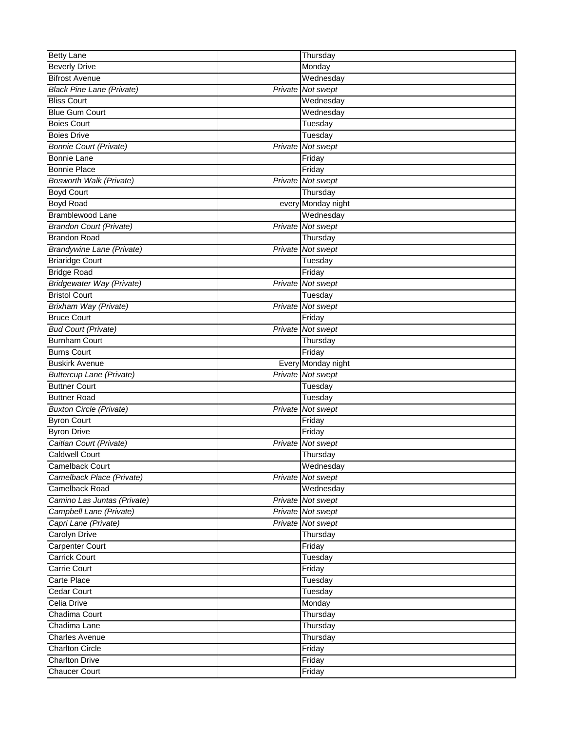| | | |
|---|---|---|
| Betty Lane | | Thursday |
| Beverly Drive | | Monday |
| Bifrost Avenue | | Wednesday |
| *Black Pine Lane (Private)* | *Private* | *Not swept* |
| Bliss Court | | Wednesday |
| Blue Gum Court | | Wednesday |
| Boies Court | | Tuesday |
| Boies Drive | | Tuesday |
| *Bonnie Court (Private)* | *Private* | *Not swept* |
| Bonnie Lane | | Friday |
| Bonnie Place | | Friday |
| *Bosworth Walk (Private)* | *Private* | *Not swept* |
| Boyd Court | | Thursday |
| Boyd Road | every | Monday night |
| Bramblewood Lane | | Wednesday |
| *Brandon Court (Private)* | *Private* | *Not swept* |
| Brandon Road | | Thursday |
| *Brandywine Lane (Private)* | *Private* | *Not swept* |
| Briaridge Court | | Tuesday |
| Bridge Road | | Friday |
| *Bridgewater Way (Private)* | *Private* | *Not swept* |
| Bristol Court | | Tuesday |
| *Brixham Way (Private)* | *Private* | *Not swept* |
| Bruce Court | | Friday |
| *Bud Court (Private)* | *Private* | *Not swept* |
| Burnham Court | | Thursday |
| Burns Court | | Friday |
| Buskirk Avenue | Every | Monday night |
| *Buttercup Lane (Private)* | *Private* | *Not swept* |
| Buttner Court | | Tuesday |
| Buttner Road | | Tuesday |
| *Buxton Circle (Private)* | *Private* | *Not swept* |
| Byron Court | | Friday |
| Byron Drive | | Friday |
| *Caitlan Court (Private)* | *Private* | *Not swept* |
| Caldwell Court | | Thursday |
| Camelback Court | | Wednesday |
| *Camelback Place (Private)* | *Private* | *Not swept* |
| Camelback Road | | Wednesday |
| *Camino Las Juntas (Private)* | *Private* | *Not swept* |
| *Campbell Lane (Private)* | *Private* | *Not swept* |
| *Capri Lane (Private)* | *Private* | *Not swept* |
| Carolyn Drive | | Thursday |
| Carpenter Court | | Friday |
| Carrick Court | | Tuesday |
| Carrie Court | | Friday |
| Carte Place | | Tuesday |
| Cedar Court | | Tuesday |
| Celia Drive | | Monday |
| Chadima Court | | Thursday |
| Chadima Lane | | Thursday |
| Charles Avenue | | Thursday |
| Charlton Circle | | Friday |
| Charlton Drive | | Friday |
| Chaucer Court | | Friday |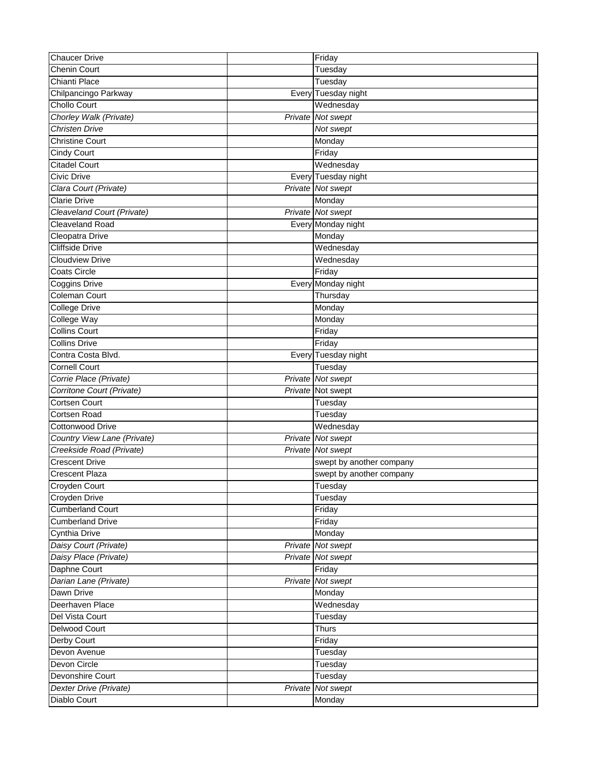| | | |
|---|---|---|
| Chaucer Drive | | Friday |
| Chenin Court | | Tuesday |
| Chianti Place | | Tuesday |
| Chilpancingo Parkway | Every | Tuesday night |
| Chollo Court | | Wednesday |
| *Chorley Walk (Private)* | *Private* | *Not swept* |
| *Christen Drive* | | *Not swept* |
| Christine Court | | Monday |
| Cindy Court | | Friday |
| Citadel Court | | Wednesday |
| Civic Drive | Every | Tuesday night |
| *Clara Court (Private)* | *Private* | *Not swept* |
| Clarie Drive | | Monday |
| *Cleaveland Court (Private)* | *Private* | *Not swept* |
| Cleaveland Road | Every | Monday night |
| Cleopatra Drive | | Monday |
| Cliffside Drive | | Wednesday |
| Cloudview Drive | | Wednesday |
| Coats Circle | | Friday |
| Coggins Drive | Every | Monday night |
| Coleman Court | | Thursday |
| College Drive | | Monday |
| College Way | | Monday |
| Collins Court | | Friday |
| Collins Drive | | Friday |
| Contra Costa Blvd. | Every | Tuesday night |
| Cornell Court | | Tuesday |
| *Corrie Place (Private)* | *Private* | *Not swept* |
| *Corritone Court (Private)* | *Private* | Not swept |
| Cortsen Court | | Tuesday |
| Cortsen Road | | Tuesday |
| Cottonwood Drive | | Wednesday |
| *Country View Lane (Private)* | *Private* | *Not swept* |
| *Creekside Road (Private)* | *Private* | *Not swept* |
| Crescent Drive | | swept by another company |
| Crescent Plaza | | swept by another company |
| Croyden Court | | Tuesday |
| Croyden Drive | | Tuesday |
| Cumberland Court | | Friday |
| Cumberland Drive | | Friday |
| Cynthia Drive | | Monday |
| *Daisy Court (Private)* | *Private* | *Not swept* |
| *Daisy Place (Private)* | *Private* | *Not swept* |
| Daphne Court | | Friday |
| *Darian Lane (Private)* | *Private* | *Not swept* |
| Dawn Drive | | Monday |
| Deerhaven Place | | Wednesday |
| Del Vista Court | | Tuesday |
| Delwood Court | | Thurs |
| Derby Court | | Friday |
| Devon Avenue | | Tuesday |
| Devon Circle | | Tuesday |
| Devonshire Court | | Tuesday |
| *Dexter Drive (Private)* | *Private* | *Not swept* |
| Diablo Court | | Monday |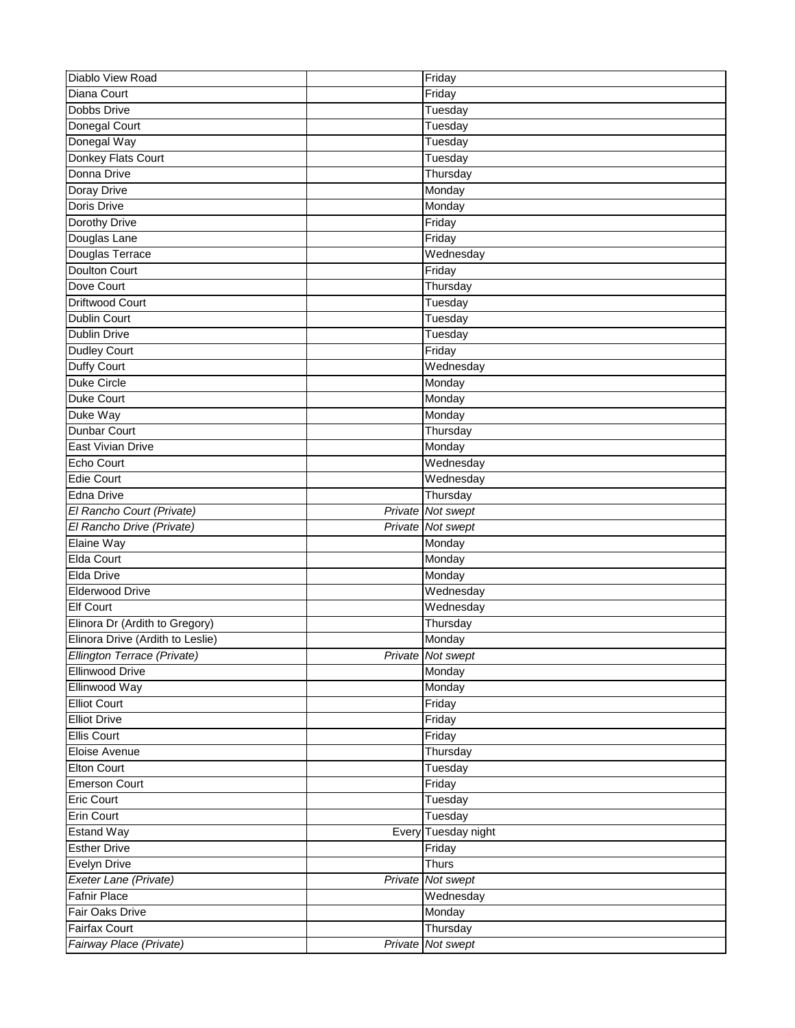| | | |
|---|---|---|
| Diablo View Road | | Friday |
| Diana Court | | Friday |
| Dobbs Drive | | Tuesday |
| Donegal Court | | Tuesday |
| Donegal Way | | Tuesday |
| Donkey Flats Court | | Tuesday |
| Donna Drive | | Thursday |
| Doray Drive | | Monday |
| Doris Drive | | Monday |
| Dorothy Drive | | Friday |
| Douglas Lane | | Friday |
| Douglas Terrace | | Wednesday |
| Doulton Court | | Friday |
| Dove Court | | Thursday |
| Driftwood Court | | Tuesday |
| Dublin Court | | Tuesday |
| Dublin Drive | | Tuesday |
| Dudley Court | | Friday |
| Duffy Court | | Wednesday |
| Duke Circle | | Monday |
| Duke Court | | Monday |
| Duke Way | | Monday |
| Dunbar Court | | Thursday |
| East Vivian Drive | | Monday |
| Echo Court | | Wednesday |
| Edie Court | | Wednesday |
| Edna Drive | | Thursday |
| *El Rancho Court (Private)* | *Private* | *Not swept* |
| *El Rancho Drive (Private)* | *Private* | *Not swept* |
| Elaine Way | | Monday |
| Elda Court | | Monday |
| Elda Drive | | Monday |
| Elderwood Drive | | Wednesday |
| Elf Court | | Wednesday |
| Elinora Dr (Ardith to Gregory) | | Thursday |
| Elinora Drive (Ardith to Leslie) | | Monday |
| *Ellington Terrace (Private)* | *Private* | *Not swept* |
| Ellinwood Drive | | Monday |
| Ellinwood Way | | Monday |
| Elliot Court | | Friday |
| Elliot Drive | | Friday |
| Ellis Court | | Friday |
| Eloise Avenue | | Thursday |
| Elton Court | | Tuesday |
| Emerson Court | | Friday |
| Eric Court | | Tuesday |
| Erin Court | | Tuesday |
| Estand Way | Every | Tuesday night |
| Esther Drive | | Friday |
| Evelyn Drive | | Thurs |
| *Exeter Lane (Private)* | *Private* | *Not swept* |
| Fafnir Place | | Wednesday |
| Fair Oaks Drive | | Monday |
| Fairfax Court | | Thursday |
| *Fairway Place (Private)* | *Private* | *Not swept* |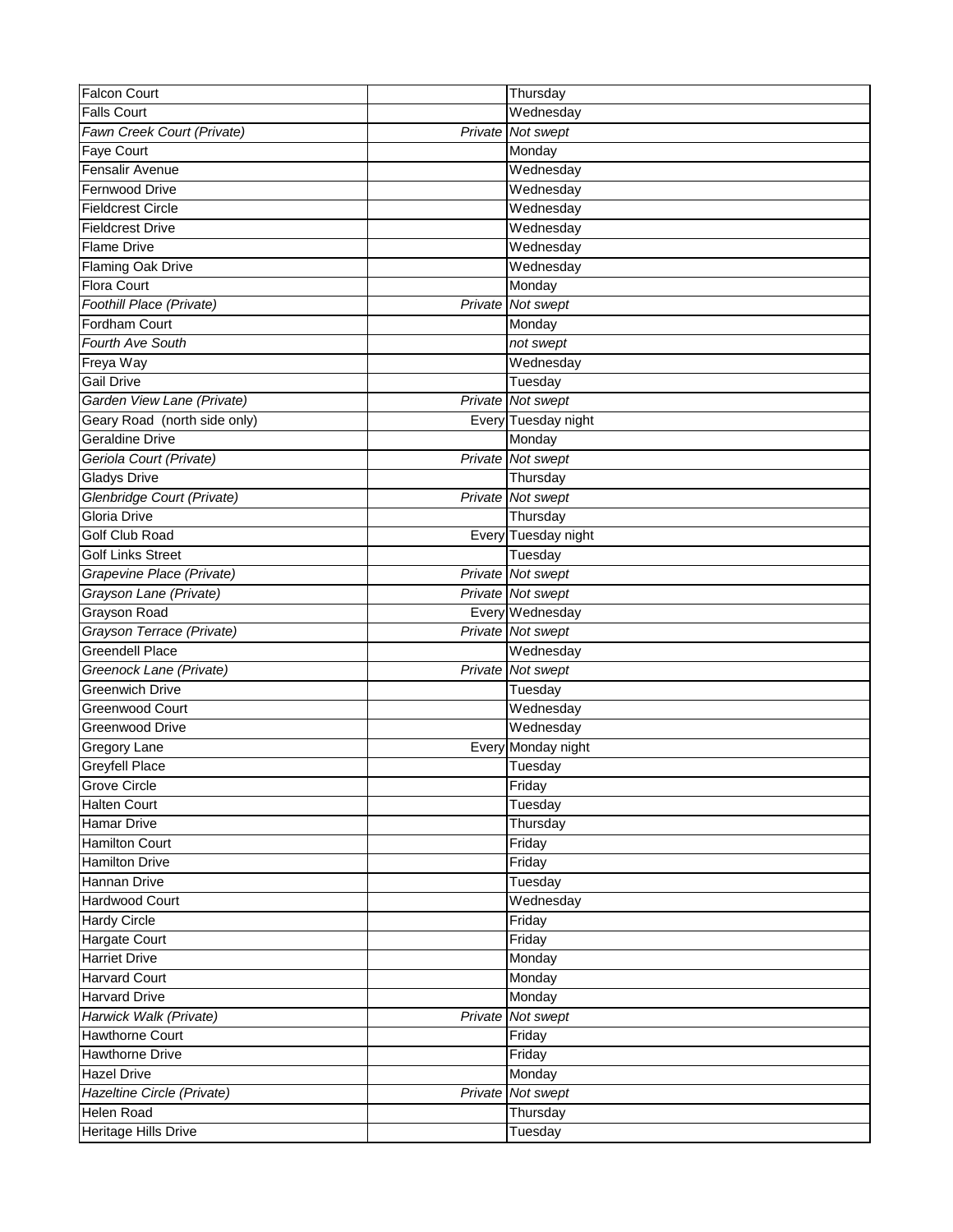| Falcon Court | | Thursday |
|---|---|---|
| Falls Court | | Wednesday |
| *Fawn Creek Court (Private)* | *Private* | *Not swept* |
| Faye Court | | Monday |
| Fensalir Avenue | | Wednesday |
| Fernwood Drive | | Wednesday |
| Fieldcrest Circle | | Wednesday |
| Fieldcrest Drive | | Wednesday |
| Flame Drive | | Wednesday |
| Flaming Oak Drive | | Wednesday |
| Flora Court | | Monday |
| *Foothill Place (Private)* | *Private* | *Not swept* |
| Fordham Court | | Monday |
| *Fourth Ave South* | | *not swept* |
| Freya Way | | Wednesday |
| Gail Drive | | Tuesday |
| *Garden View Lane (Private)* | *Private* | *Not swept* |
| Geary Road (north side only) | Every | Tuesday night |
| Geraldine Drive | | Monday |
| *Geriola Court (Private)* | *Private* | *Not swept* |
| Gladys Drive | | Thursday |
| *Glenbridge Court (Private)* | *Private* | *Not swept* |
| Gloria Drive | | Thursday |
| Golf Club Road | Every | Tuesday night |
| Golf Links Street | | Tuesday |
| *Grapevine Place (Private)* | *Private* | *Not swept* |
| *Grayson Lane (Private)* | *Private* | *Not swept* |
| Grayson Road | Every | Wednesday |
| *Grayson Terrace (Private)* | *Private* | *Not swept* |
| Greendell Place | | Wednesday |
| *Greenock Lane (Private)* | *Private* | *Not swept* |
| Greenwich Drive | | Tuesday |
| Greenwood Court | | Wednesday |
| Greenwood Drive | | Wednesday |
| Gregory Lane | Every | Monday night |
| Greyfell Place | | Tuesday |
| Grove Circle | | Friday |
| Halten Court | | Tuesday |
| Hamar Drive | | Thursday |
| Hamilton Court | | Friday |
| Hamilton Drive | | Friday |
| Hannan Drive | | Tuesday |
| Hardwood Court | | Wednesday |
| Hardy Circle | | Friday |
| Hargate Court | | Friday |
| Harriet Drive | | Monday |
| Harvard Court | | Monday |
| Harvard Drive | | Monday |
| *Harwick Walk (Private)* | *Private* | *Not swept* |
| Hawthorne Court | | Friday |
| Hawthorne Drive | | Friday |
| Hazel Drive | | Monday |
| *Hazeltine Circle (Private)* | *Private* | *Not swept* |
| Helen Road | | Thursday |
| Heritage Hills Drive | | Tuesday |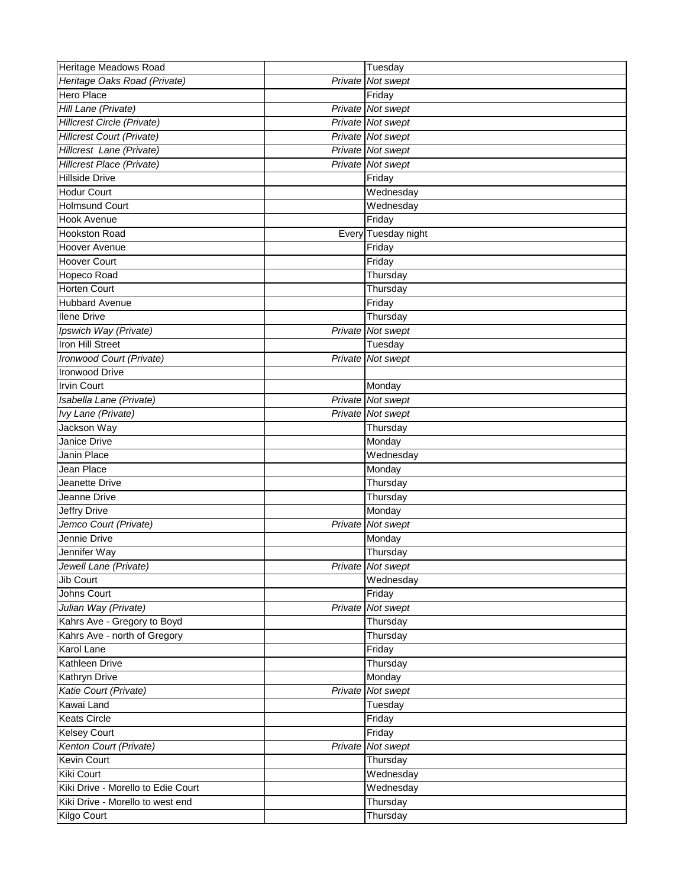| | | |
|---|---|---|
| Heritage Meadows Road | | Tuesday |
| *Heritage Oaks Road (Private)* | *Private* | *Not swept* |
| Hero Place | | Friday |
| *Hill Lane (Private)* | *Private* | *Not swept* |
| *Hillcrest Circle (Private)* | *Private* | *Not swept* |
| *Hillcrest Court (Private)* | *Private* | *Not swept* |
| *Hillcrest Lane (Private)* | *Private* | *Not swept* |
| *Hillcrest Place (Private)* | *Private* | *Not swept* |
| Hillside Drive | | Friday |
| Hodur Court | | Wednesday |
| Holmsund Court | | Wednesday |
| Hook Avenue | | Friday |
| Hookston Road | Every | Tuesday night |
| Hoover Avenue | | Friday |
| Hoover Court | | Friday |
| Hopeco Road | | Thursday |
| Horten Court | | Thursday |
| Hubbard Avenue | | Friday |
| Ilene Drive | | Thursday |
| *Ipswich Way (Private)* | *Private* | *Not swept* |
| Iron Hill Street | | Tuesday |
| *Ironwood Court (Private)* | *Private* | *Not swept* |
| Ironwood Drive | | |
| Irvin Court | | Monday |
| *Isabella Lane (Private)* | *Private* | *Not swept* |
| *Ivy Lane (Private)* | *Private* | *Not swept* |
| Jackson Way | | Thursday |
| Janice Drive | | Monday |
| Janin Place | | Wednesday |
| Jean Place | | Monday |
| Jeanette Drive | | Thursday |
| Jeanne Drive | | Thursday |
| Jeffry Drive | | Monday |
| *Jemco Court (Private)* | *Private* | *Not swept* |
| Jennie Drive | | Monday |
| Jennifer Way | | Thursday |
| *Jewell Lane (Private)* | *Private* | *Not swept* |
| Jib Court | | Wednesday |
| Johns Court | | Friday |
| *Julian Way (Private)* | *Private* | *Not swept* |
| Kahrs Ave - Gregory to Boyd | | Thursday |
| Kahrs Ave - north of Gregory | | Thursday |
| Karol Lane | | Friday |
| Kathleen Drive | | Thursday |
| Kathryn Drive | | Monday |
| *Katie Court (Private)* | *Private* | *Not swept* |
| Kawai Land | | Tuesday |
| Keats Circle | | Friday |
| Kelsey Court | | Friday |
| *Kenton Court (Private)* | *Private* | *Not swept* |
| Kevin Court | | Thursday |
| Kiki Court | | Wednesday |
| Kiki Drive - Morello to Edie Court | | Wednesday |
| Kiki Drive - Morello to west end | | Thursday |
| Kilgo Court | | Thursday |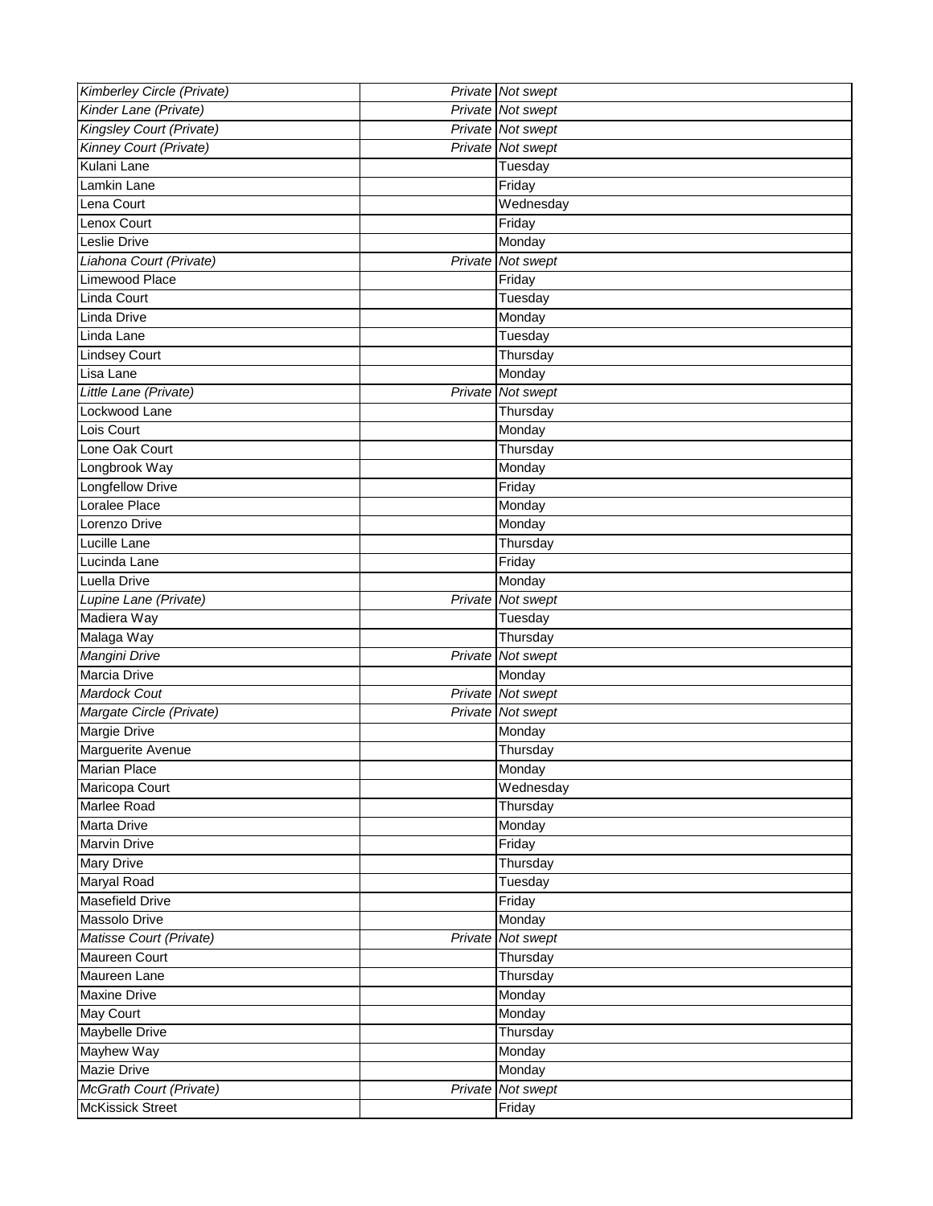| | | |
|---|---|---|
| *Kimberley Circle (Private)* | *Private* | *Not swept* |
| *Kinder Lane (Private)* | *Private* | *Not swept* |
| *Kingsley Court (Private)* | *Private* | *Not swept* |
| *Kinney Court (Private)* | *Private* | *Not swept* |
| Kulani Lane | | Tuesday |
| Lamkin Lane | | Friday |
| Lena Court | | Wednesday |
| Lenox Court | | Friday |
| Leslie Drive | | Monday |
| *Liahona Court (Private)* | *Private* | *Not swept* |
| Limewood Place | | Friday |
| Linda Court | | Tuesday |
| Linda Drive | | Monday |
| Linda Lane | | Tuesday |
| Lindsey Court | | Thursday |
| Lisa Lane | | Monday |
| *Little Lane (Private)* | *Private* | *Not swept* |
| Lockwood Lane | | Thursday |
| Lois Court | | Monday |
| Lone Oak Court | | Thursday |
| Longbrook Way | | Monday |
| Longfellow Drive | | Friday |
| Loralee Place | | Monday |
| Lorenzo Drive | | Monday |
| Lucille Lane | | Thursday |
| Lucinda Lane | | Friday |
| Luella Drive | | Monday |
| *Lupine Lane (Private)* | *Private* | *Not swept* |
| Madiera Way | | Tuesday |
| Malaga Way | | Thursday |
| *Mangini Drive* | *Private* | *Not swept* |
| Marcia Drive | | Monday |
| *Mardock Cout* | *Private* | *Not swept* |
| *Margate Circle (Private)* | *Private* | *Not swept* |
| Margie Drive | | Monday |
| Marguerite Avenue | | Thursday |
| Marian Place | | Monday |
| Maricopa Court | | Wednesday |
| Marlee Road | | Thursday |
| Marta Drive | | Monday |
| Marvin Drive | | Friday |
| Mary Drive | | Thursday |
| Maryal Road | | Tuesday |
| Masefield Drive | | Friday |
| Massolo Drive | | Monday |
| *Matisse Court (Private)* | *Private* | *Not swept* |
| Maureen Court | | Thursday |
| Maureen Lane | | Thursday |
| Maxine Drive | | Monday |
| May Court | | Monday |
| Maybelle Drive | | Thursday |
| Mayhew Way | | Monday |
| Mazie Drive | | Monday |
| *McGrath Court (Private)* | *Private* | *Not swept* |
| McKissick Street | | Friday |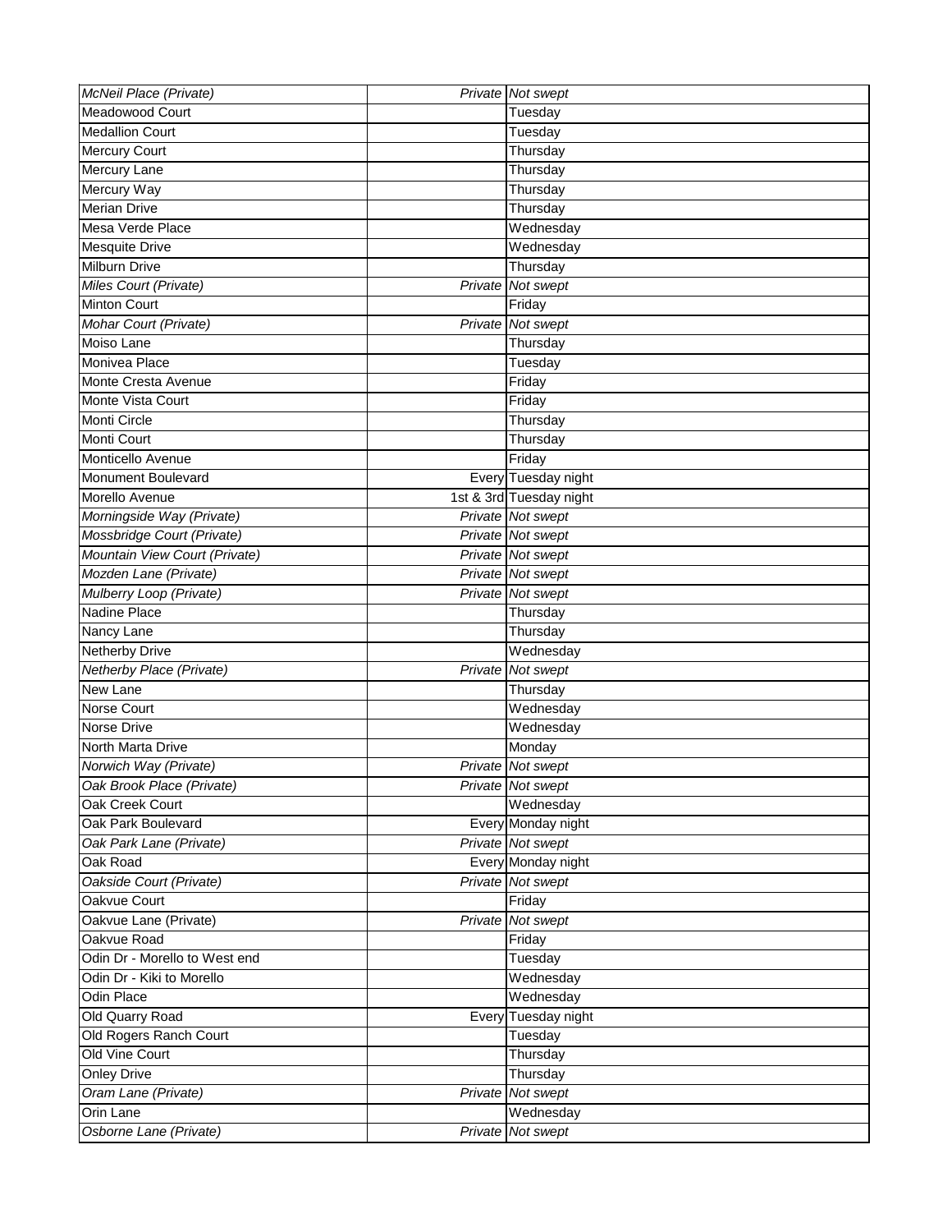| | | |
|---|---|---|
| *McNeil Place (Private)* | *Private* | *Not swept* |
| Meadowood Court | | Tuesday |
| Medallion Court | | Tuesday |
| Mercury Court | | Thursday |
| Mercury Lane | | Thursday |
| Mercury Way | | Thursday |
| Merian Drive | | Thursday |
| Mesa Verde Place | | Wednesday |
| Mesquite Drive | | Wednesday |
| Milburn Drive | | Thursday |
| *Miles Court (Private)* | *Private* | *Not swept* |
| Minton Court | | Friday |
| *Mohar Court (Private)* | *Private* | *Not swept* |
| Moiso Lane | | Thursday |
| Monivea Place | | Tuesday |
| Monte Cresta Avenue | | Friday |
| Monte Vista Court | | Friday |
| Monti Circle | | Thursday |
| Monti Court | | Thursday |
| Monticello Avenue | | Friday |
| Monument Boulevard | Every | Tuesday night |
| Morello Avenue | 1st & 3rd | Tuesday night |
| *Morningside Way (Private)* | *Private* | *Not swept* |
| *Mossbridge Court (Private)* | *Private* | *Not swept* |
| *Mountain View Court (Private)* | *Private* | *Not swept* |
| *Mozden Lane (Private)* | *Private* | *Not swept* |
| *Mulberry Loop (Private)* | *Private* | *Not swept* |
| Nadine Place | | Thursday |
| Nancy Lane | | Thursday |
| Netherby Drive | | Wednesday |
| *Netherby Place (Private)* | *Private* | *Not swept* |
| New Lane | | Thursday |
| Norse Court | | Wednesday |
| Norse Drive | | Wednesday |
| North Marta Drive | | Monday |
| *Norwich Way (Private)* | *Private* | *Not swept* |
| *Oak Brook Place (Private)* | *Private* | *Not swept* |
| Oak Creek Court | | Wednesday |
| Oak Park Boulevard | Every | Monday night |
| *Oak Park Lane (Private)* | *Private* | *Not swept* |
| Oak Road | Every | Monday night |
| *Oakside Court (Private)* | *Private* | *Not swept* |
| Oakvue Court | | Friday |
| Oakvue Lane (Private) | *Private* | *Not swept* |
| Oakvue Road | | Friday |
| Odin Dr - Morello to West end | | Tuesday |
| Odin Dr - Kiki to Morello | | Wednesday |
| Odin Place | | Wednesday |
| Old Quarry Road | Every | Tuesday night |
| Old Rogers Ranch Court | | Tuesday |
| Old Vine Court | | Thursday |
| Onley Drive | | Thursday |
| *Oram Lane (Private)* | *Private* | *Not swept* |
| Orin Lane | | Wednesday |
| *Osborne Lane (Private)* | *Private* | *Not swept* |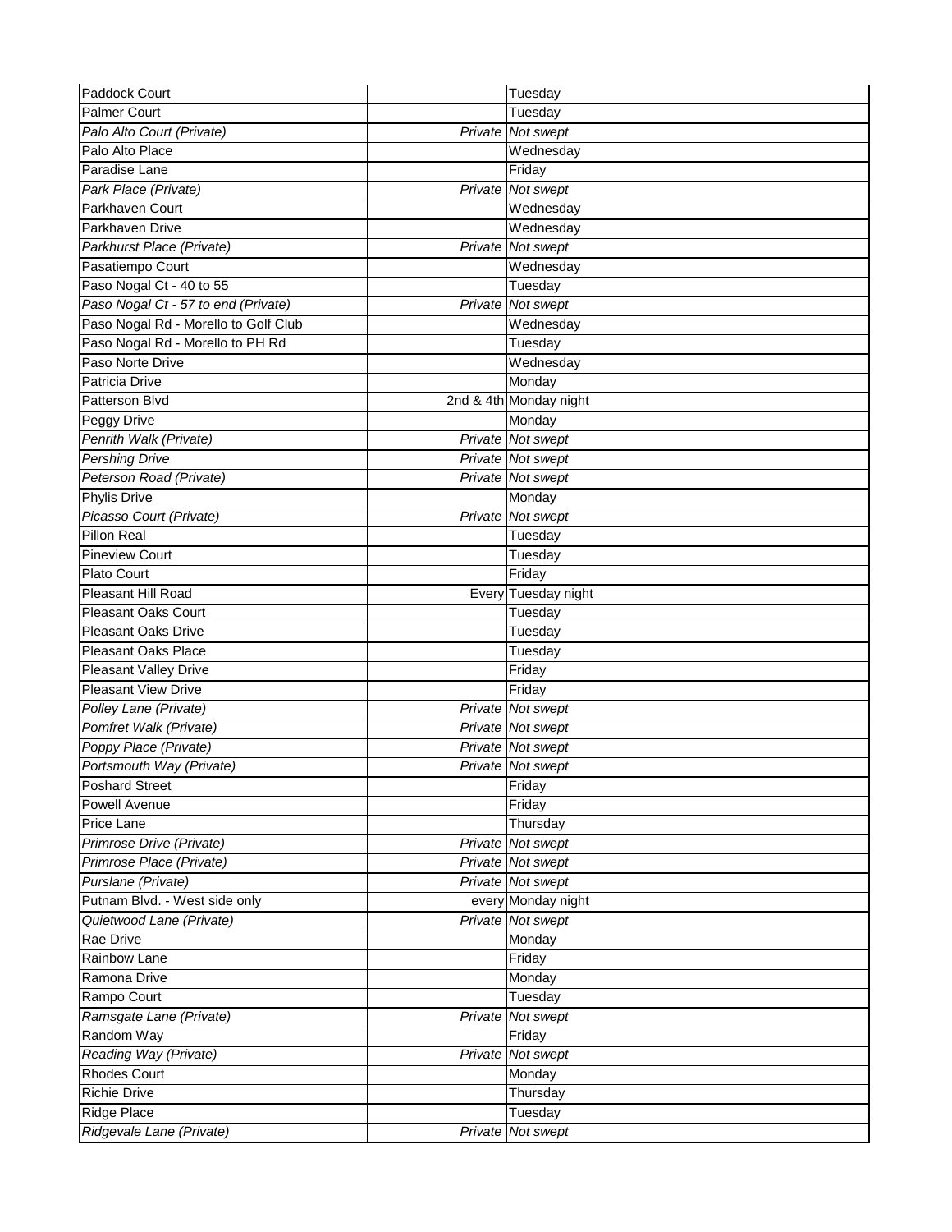| | | |
|---|---|---|
| Paddock Court | | Tuesday |
| Palmer Court | | Tuesday |
| *Palo Alto Court (Private)* | *Private* | *Not swept* |
| Palo Alto Place | | Wednesday |
| Paradise Lane | | Friday |
| *Park Place (Private)* | *Private* | *Not swept* |
| Parkhaven Court | | Wednesday |
| Parkhaven Drive | | Wednesday |
| *Parkhurst Place (Private)* | *Private* | *Not swept* |
| Pasatiempo Court | | Wednesday |
| Paso Nogal Ct - 40 to 55 | | Tuesday |
| *Paso Nogal Ct - 57 to end (Private)* | *Private* | *Not swept* |
| Paso Nogal Rd - Morello to Golf Club | | Wednesday |
| Paso Nogal Rd - Morello to PH Rd | | Tuesday |
| Paso Norte Drive | | Wednesday |
| Patricia Drive | | Monday |
| Patterson Blvd | 2nd & 4th | Monday night |
| Peggy Drive | | Monday |
| *Penrith Walk (Private)* | *Private* | *Not swept* |
| *Pershing Drive* | *Private* | *Not swept* |
| *Peterson Road (Private)* | *Private* | *Not swept* |
| Phylis Drive | | Monday |
| *Picasso Court (Private)* | *Private* | *Not swept* |
| Pillon Real | | Tuesday |
| Pineview Court | | Tuesday |
| Plato Court | | Friday |
| Pleasant Hill Road | Every | Tuesday night |
| Pleasant Oaks Court | | Tuesday |
| Pleasant Oaks Drive | | Tuesday |
| Pleasant Oaks Place | | Tuesday |
| Pleasant Valley Drive | | Friday |
| Pleasant View Drive | | Friday |
| *Polley Lane (Private)* | *Private* | *Not swept* |
| *Pomfret Walk (Private)* | *Private* | *Not swept* |
| *Poppy Place (Private)* | *Private* | *Not swept* |
| *Portsmouth Way (Private)* | *Private* | *Not swept* |
| Poshard Street | | Friday |
| Powell Avenue | | Friday |
| Price Lane | | Thursday |
| *Primrose Drive (Private)* | *Private* | *Not swept* |
| *Primrose Place (Private)* | *Private* | *Not swept* |
| *Purslane (Private)* | *Private* | *Not swept* |
| Putnam Blvd. - West side only | every | Monday night |
| *Quietwood Lane (Private)* | *Private* | *Not swept* |
| Rae Drive | | Monday |
| Rainbow Lane | | Friday |
| Ramona Drive | | Monday |
| Rampo Court | | Tuesday |
| *Ramsgate Lane (Private)* | *Private* | *Not swept* |
| Random Way | | Friday |
| *Reading Way (Private)* | *Private* | *Not swept* |
| Rhodes Court | | Monday |
| Richie Drive | | Thursday |
| Ridge Place | | Tuesday |
| *Ridgevale Lane (Private)* | *Private* | *Not swept* |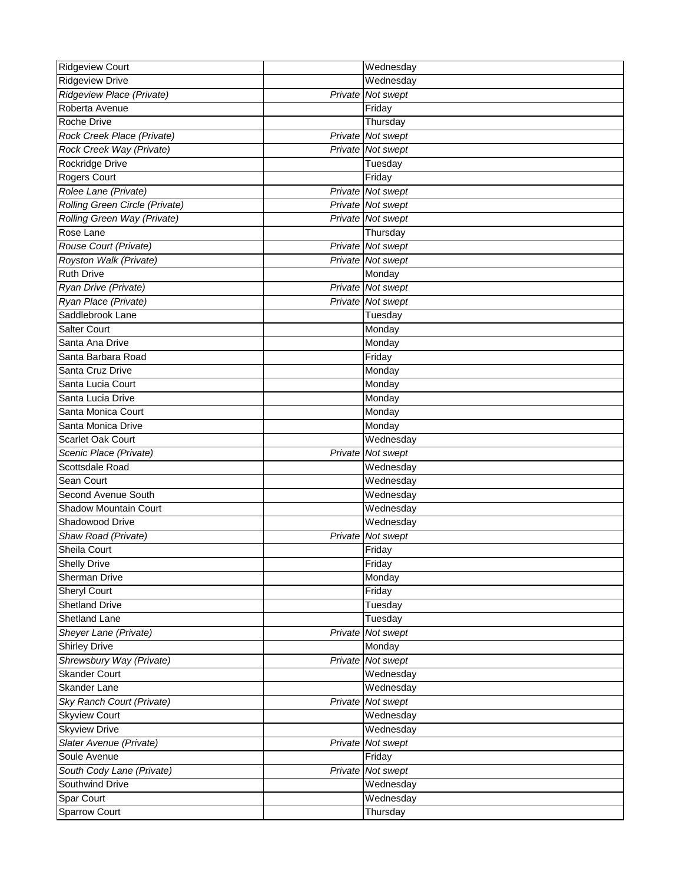| Ridgeview Court | | Wednesday |
|---|---|---|
| Ridgeview Drive | | Wednesday |
| *Ridgeview Place (Private)* | *Private* | *Not swept* |
| Roberta Avenue | | Friday |
| Roche Drive | | Thursday |
| *Rock Creek Place (Private)* | *Private* | *Not swept* |
| *Rock Creek Way (Private)* | *Private* | *Not swept* |
| Rockridge Drive | | Tuesday |
| Rogers Court | | Friday |
| *Rolee Lane (Private)* | *Private* | *Not swept* |
| *Rolling Green Circle (Private)* | *Private* | *Not swept* |
| *Rolling Green Way (Private)* | *Private* | *Not swept* |
| Rose Lane | | Thursday |
| *Rouse Court (Private)* | *Private* | *Not swept* |
| *Royston Walk (Private)* | *Private* | *Not swept* |
| Ruth Drive | | Monday |
| *Ryan Drive (Private)* | *Private* | *Not swept* |
| *Ryan Place (Private)* | *Private* | *Not swept* |
| Saddlebrook Lane | | Tuesday |
| Salter Court | | Monday |
| Santa Ana Drive | | Monday |
| Santa Barbara Road | | Friday |
| Santa Cruz Drive | | Monday |
| Santa Lucia Court | | Monday |
| Santa Lucia Drive | | Monday |
| Santa Monica Court | | Monday |
| Santa Monica Drive | | Monday |
| Scarlet Oak Court | | Wednesday |
| *Scenic Place (Private)* | *Private* | *Not swept* |
| Scottsdale Road | | Wednesday |
| Sean Court | | Wednesday |
| Second Avenue South | | Wednesday |
| Shadow Mountain Court | | Wednesday |
| Shadowood Drive | | Wednesday |
| *Shaw Road (Private)* | *Private* | *Not swept* |
| Sheila Court | | Friday |
| Shelly Drive | | Friday |
| Sherman Drive | | Monday |
| Sheryl Court | | Friday |
| Shetland Drive | | Tuesday |
| Shetland Lane | | Tuesday |
| *Sheyer Lane (Private)* | *Private* | *Not swept* |
| Shirley Drive | | Monday |
| *Shrewsbury Way (Private)* | *Private* | *Not swept* |
| Skander Court | | Wednesday |
| Skander Lane | | Wednesday |
| *Sky Ranch Court (Private)* | *Private* | *Not swept* |
| Skyview Court | | Wednesday |
| Skyview Drive | | Wednesday |
| *Slater Avenue (Private)* | *Private* | *Not swept* |
| Soule Avenue | | Friday |
| *South Cody Lane (Private)* | *Private* | *Not swept* |
| Southwind Drive | | Wednesday |
| Spar Court | | Wednesday |
| Sparrow Court | | Thursday |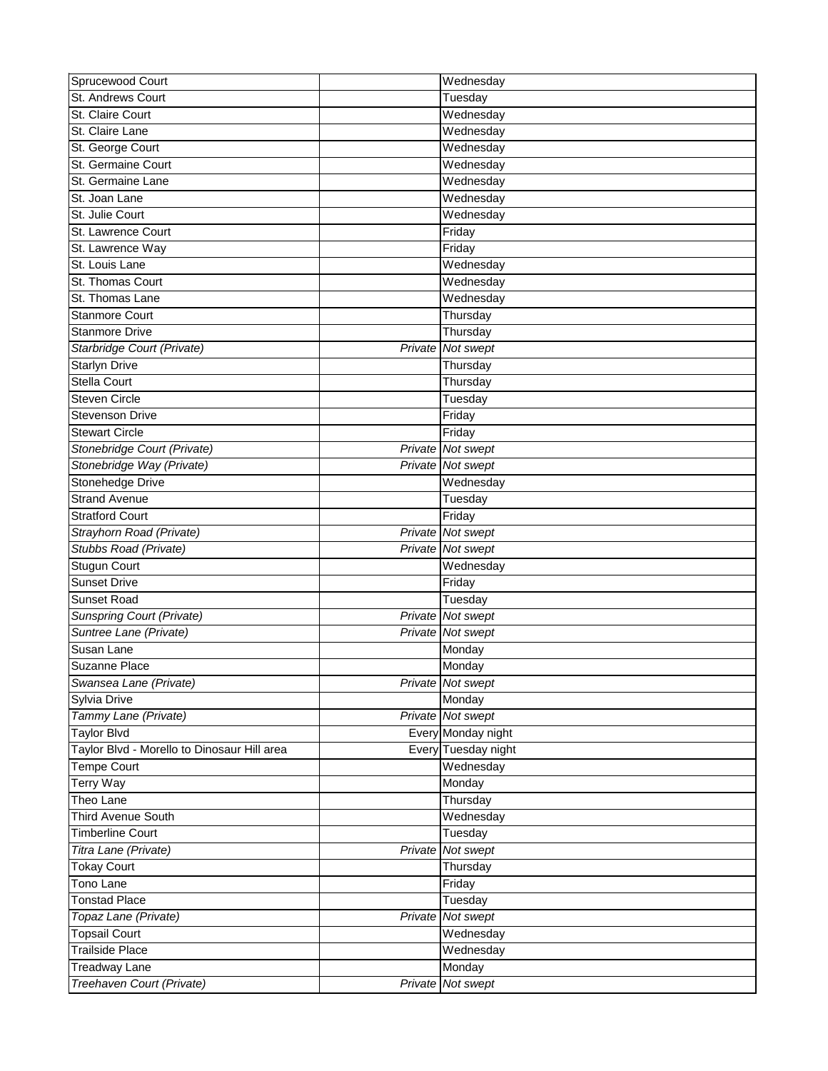| | | |
|---|---|---|
| Sprucewood Court | | Wednesday |
| St. Andrews Court | | Tuesday |
| St. Claire Court | | Wednesday |
| St. Claire Lane | | Wednesday |
| St. George Court | | Wednesday |
| St. Germaine Court | | Wednesday |
| St. Germaine Lane | | Wednesday |
| St. Joan Lane | | Wednesday |
| St. Julie Court | | Wednesday |
| St. Lawrence Court | | Friday |
| St. Lawrence Way | | Friday |
| St. Louis Lane | | Wednesday |
| St. Thomas Court | | Wednesday |
| St. Thomas Lane | | Wednesday |
| Stanmore Court | | Thursday |
| Stanmore Drive | | Thursday |
| *Starbridge Court (Private)* | *Private* | *Not swept* |
| Starlyn Drive | | Thursday |
| Stella Court | | Thursday |
| Steven Circle | | Tuesday |
| Stevenson Drive | | Friday |
| Stewart Circle | | Friday |
| *Stonebridge Court (Private)* | *Private* | *Not swept* |
| *Stonebridge Way (Private)* | *Private* | *Not swept* |
| Stonehedge Drive | | Wednesday |
| Strand Avenue | | Tuesday |
| Stratford Court | | Friday |
| *Strayhorn Road (Private)* | *Private* | *Not swept* |
| *Stubbs Road (Private)* | *Private* | *Not swept* |
| Stugun Court | | Wednesday |
| Sunset Drive | | Friday |
| Sunset Road | | Tuesday |
| *Sunspring Court (Private)* | *Private* | *Not swept* |
| *Suntree Lane (Private)* | *Private* | *Not swept* |
| Susan Lane | | Monday |
| Suzanne Place | | Monday |
| *Swansea Lane (Private)* | *Private* | *Not swept* |
| Sylvia Drive | | Monday |
| *Tammy Lane (Private)* | *Private* | *Not swept* |
| Taylor Blvd | Every | Monday night |
| Taylor Blvd - Morello to Dinosaur Hill area | Every | Tuesday night |
| Tempe Court | | Wednesday |
| Terry Way | | Monday |
| Theo Lane | | Thursday |
| Third Avenue South | | Wednesday |
| Timberline Court | | Tuesday |
| *Titra Lane (Private)* | *Private* | *Not swept* |
| Tokay Court | | Thursday |
| Tono Lane | | Friday |
| Tonstad Place | | Tuesday |
| *Topaz Lane (Private)* | *Private* | *Not swept* |
| Topsail Court | | Wednesday |
| Trailside Place | | Wednesday |
| Treadway Lane | | Monday |
| *Treehaven Court (Private)* | *Private* | *Not swept* |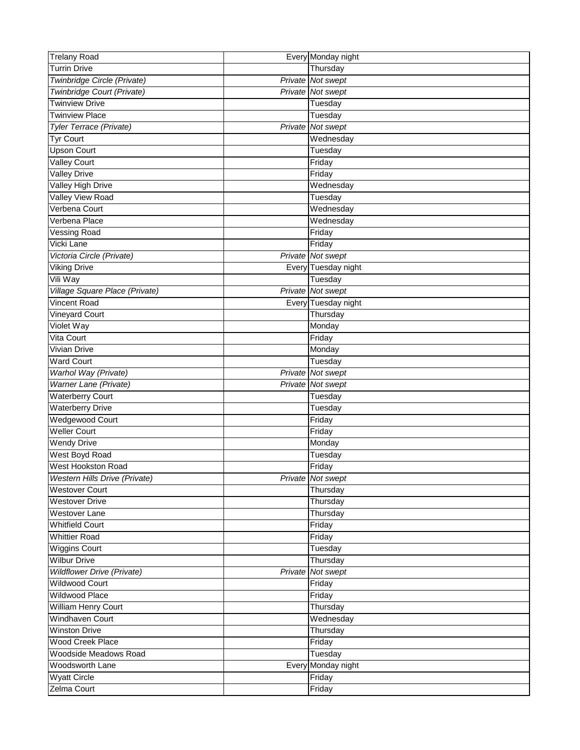| Trelany Road | Every | Monday night |
|---|---|---|
| Turrin Drive | | Thursday |
| *Twinbridge Circle (Private)* | *Private* | *Not swept* |
| *Twinbridge Court (Private)* | *Private* | *Not swept* |
| Twinview Drive | | Tuesday |
| Twinview Place | | Tuesday |
| *Tyler Terrace (Private)* | *Private* | *Not swept* |
| Tyr Court | | Wednesday |
| Upson Court | | Tuesday |
| Valley Court | | Friday |
| Valley Drive | | Friday |
| Valley High Drive | | Wednesday |
| Valley View Road | | Tuesday |
| Verbena Court | | Wednesday |
| Verbena Place | | Wednesday |
| Vessing Road | | Friday |
| Vicki Lane | | Friday |
| *Victoria Circle (Private)* | *Private* | *Not swept* |
| Viking Drive | Every | Tuesday night |
| Vili Way | | Tuesday |
| *Village Square Place (Private)* | *Private* | *Not swept* |
| Vincent Road | Every | Tuesday night |
| Vineyard Court | | Thursday |
| Violet Way | | Monday |
| Vita Court | | Friday |
| Vivian Drive | | Monday |
| Ward Court | | Tuesday |
| *Warhol Way (Private)* | *Private* | *Not swept* |
| *Warner Lane (Private)* | *Private* | *Not swept* |
| Waterberry Court | | Tuesday |
| Waterberry Drive | | Tuesday |
| Wedgewood Court | | Friday |
| Weller Court | | Friday |
| Wendy Drive | | Monday |
| West Boyd Road | | Tuesday |
| West Hookston Road | | Friday |
| *Western Hills Drive (Private)* | *Private* | *Not swept* |
| Westover Court | | Thursday |
| Westover Drive | | Thursday |
| Westover Lane | | Thursday |
| Whitfield Court | | Friday |
| Whittier Road | | Friday |
| Wiggins Court | | Tuesday |
| Wilbur Drive | | Thursday |
| *Wildflower Drive (Private)* | *Private* | *Not swept* |
| Wildwood Court | | Friday |
| Wildwood Place | | Friday |
| William Henry Court | | Thursday |
| Windhaven Court | | Wednesday |
| Winston Drive | | Thursday |
| Wood Creek Place | | Friday |
| Woodside Meadows Road | | Tuesday |
| Woodsworth Lane | Every | Monday night |
| Wyatt Circle | | Friday |
| Zelma Court | | Friday |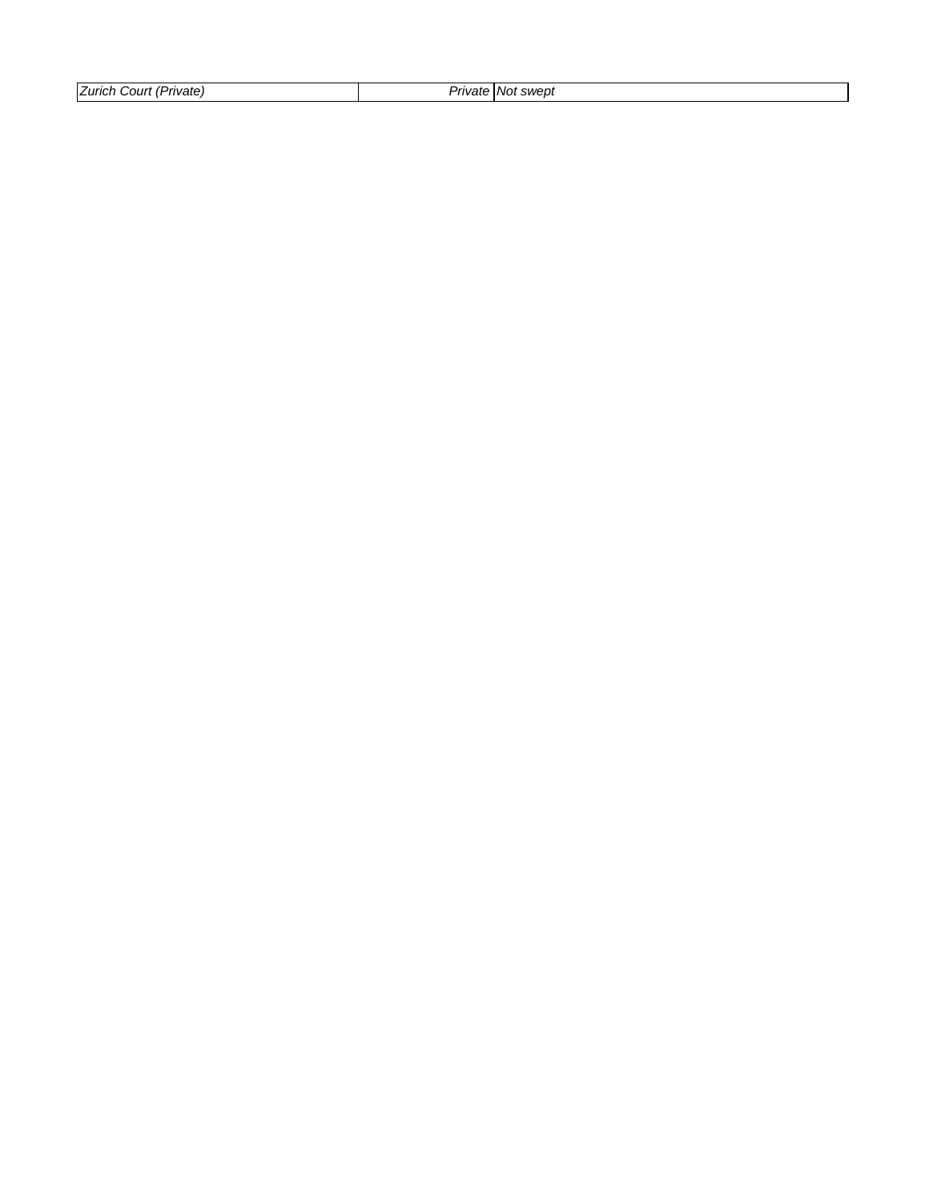| | | |
|---|---|---|
| *Zurich Court (Private)* | *Private* | *Not swept* |